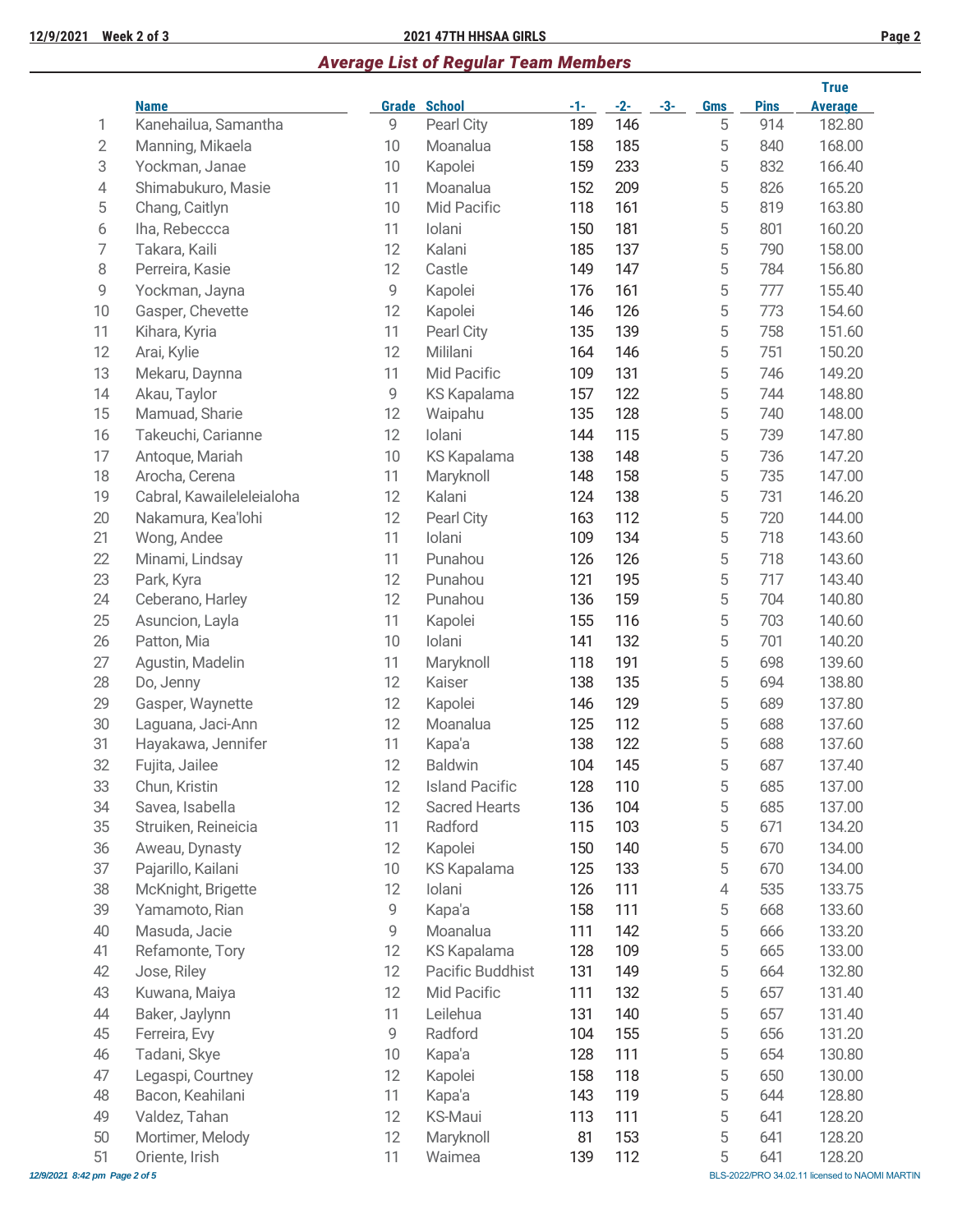## 2021 47TH HHSAA GIRLS

### *Average List of Regular Team Members*

| | Name | Grade | School | -1- | -2- | -3- | Gms | Pins | True Average |
|---|---|---|---|---|---|---|---|---|---|
| 1 | Kanehailua, Samantha | 9 | Pearl City | 189 | 146 | | 5 | 914 | 182.80 |
| 2 | Manning, Mikaela | 10 | Moanalua | 158 | 185 | | 5 | 840 | 168.00 |
| 3 | Yockman, Janae | 10 | Kapolei | 159 | 233 | | 5 | 832 | 166.40 |
| 4 | Shimabukuro, Masie | 11 | Moanalua | 152 | 209 | | 5 | 826 | 165.20 |
| 5 | Chang, Caitlyn | 10 | Mid Pacific | 118 | 161 | | 5 | 819 | 163.80 |
| 6 | Iha, Rebeccca | 11 | Iolani | 150 | 181 | | 5 | 801 | 160.20 |
| 7 | Takara, Kaili | 12 | Kalani | 185 | 137 | | 5 | 790 | 158.00 |
| 8 | Perreira, Kasie | 12 | Castle | 149 | 147 | | 5 | 784 | 156.80 |
| 9 | Yockman, Jayna | 9 | Kapolei | 176 | 161 | | 5 | 777 | 155.40 |
| 10 | Gasper, Chevette | 12 | Kapolei | 146 | 126 | | 5 | 773 | 154.60 |
| 11 | Kihara, Kyria | 11 | Pearl City | 135 | 139 | | 5 | 758 | 151.60 |
| 12 | Arai, Kylie | 12 | Mililani | 164 | 146 | | 5 | 751 | 150.20 |
| 13 | Mekaru, Daynna | 11 | Mid Pacific | 109 | 131 | | 5 | 746 | 149.20 |
| 14 | Akau, Taylor | 9 | KS Kapalama | 157 | 122 | | 5 | 744 | 148.80 |
| 15 | Mamuad, Sharie | 12 | Waipahu | 135 | 128 | | 5 | 740 | 148.00 |
| 16 | Takeuchi, Carianne | 12 | Iolani | 144 | 115 | | 5 | 739 | 147.80 |
| 17 | Antoque, Mariah | 10 | KS Kapalama | 138 | 148 | | 5 | 736 | 147.20 |
| 18 | Arocha, Cerena | 11 | Maryknoll | 148 | 158 | | 5 | 735 | 147.00 |
| 19 | Cabral, Kawaileleleialoha | 12 | Kalani | 124 | 138 | | 5 | 731 | 146.20 |
| 20 | Nakamura, Kea'lohi | 12 | Pearl City | 163 | 112 | | 5 | 720 | 144.00 |
| 21 | Wong, Andee | 11 | Iolani | 109 | 134 | | 5 | 718 | 143.60 |
| 22 | Minami, Lindsay | 11 | Punahou | 126 | 126 | | 5 | 718 | 143.60 |
| 23 | Park, Kyra | 12 | Punahou | 121 | 195 | | 5 | 717 | 143.40 |
| 24 | Ceberano, Harley | 12 | Punahou | 136 | 159 | | 5 | 704 | 140.80 |
| 25 | Asuncion, Layla | 11 | Kapolei | 155 | 116 | | 5 | 703 | 140.60 |
| 26 | Patton, Mia | 10 | Iolani | 141 | 132 | | 5 | 701 | 140.20 |
| 27 | Agustin, Madelin | 11 | Maryknoll | 118 | 191 | | 5 | 698 | 139.60 |
| 28 | Do, Jenny | 12 | Kaiser | 138 | 135 | | 5 | 694 | 138.80 |
| 29 | Gasper, Waynette | 12 | Kapolei | 146 | 129 | | 5 | 689 | 137.80 |
| 30 | Laguana, Jaci-Ann | 12 | Moanalua | 125 | 112 | | 5 | 688 | 137.60 |
| 31 | Hayakawa, Jennifer | 11 | Kapa'a | 138 | 122 | | 5 | 688 | 137.60 |
| 32 | Fujita, Jailee | 12 | Baldwin | 104 | 145 | | 5 | 687 | 137.40 |
| 33 | Chun, Kristin | 12 | Island Pacific | 128 | 110 | | 5 | 685 | 137.00 |
| 34 | Savea, Isabella | 12 | Sacred Hearts | 136 | 104 | | 5 | 685 | 137.00 |
| 35 | Struiken, Reineicia | 11 | Radford | 115 | 103 | | 5 | 671 | 134.20 |
| 36 | Aweau, Dynasty | 12 | Kapolei | 150 | 140 | | 5 | 670 | 134.00 |
| 37 | Pajarillo, Kailani | 10 | KS Kapalama | 125 | 133 | | 5 | 670 | 134.00 |
| 38 | McKnight, Brigette | 12 | Iolani | 126 | 111 | | 4 | 535 | 133.75 |
| 39 | Yamamoto, Rian | 9 | Kapa'a | 158 | 111 | | 5 | 668 | 133.60 |
| 40 | Masuda, Jacie | 9 | Moanalua | 111 | 142 | | 5 | 666 | 133.20 |
| 41 | Refamonte, Tory | 12 | KS Kapalama | 128 | 109 | | 5 | 665 | 133.00 |
| 42 | Jose, Riley | 12 | Pacific Buddhist | 131 | 149 | | 5 | 664 | 132.80 |
| 43 | Kuwana, Maiya | 12 | Mid Pacific | 111 | 132 | | 5 | 657 | 131.40 |
| 44 | Baker, Jaylynn | 11 | Leilehua | 131 | 140 | | 5 | 657 | 131.40 |
| 45 | Ferreira, Evy | 9 | Radford | 104 | 155 | | 5 | 656 | 131.20 |
| 46 | Tadani, Skye | 10 | Kapa'a | 128 | 111 | | 5 | 654 | 130.80 |
| 47 | Legaspi, Courtney | 12 | Kapolei | 158 | 118 | | 5 | 650 | 130.00 |
| 48 | Bacon, Keahilani | 11 | Kapa'a | 143 | 119 | | 5 | 644 | 128.80 |
| 49 | Valdez, Tahan | 12 | KS-Maui | 113 | 111 | | 5 | 641 | 128.20 |
| 50 | Mortimer, Melody | 12 | Maryknoll | 81 | 153 | | 5 | 641 | 128.20 |
| 51 | Oriente, Irish | 11 | Waimea | 139 | 112 | | 5 | 641 | 128.20 |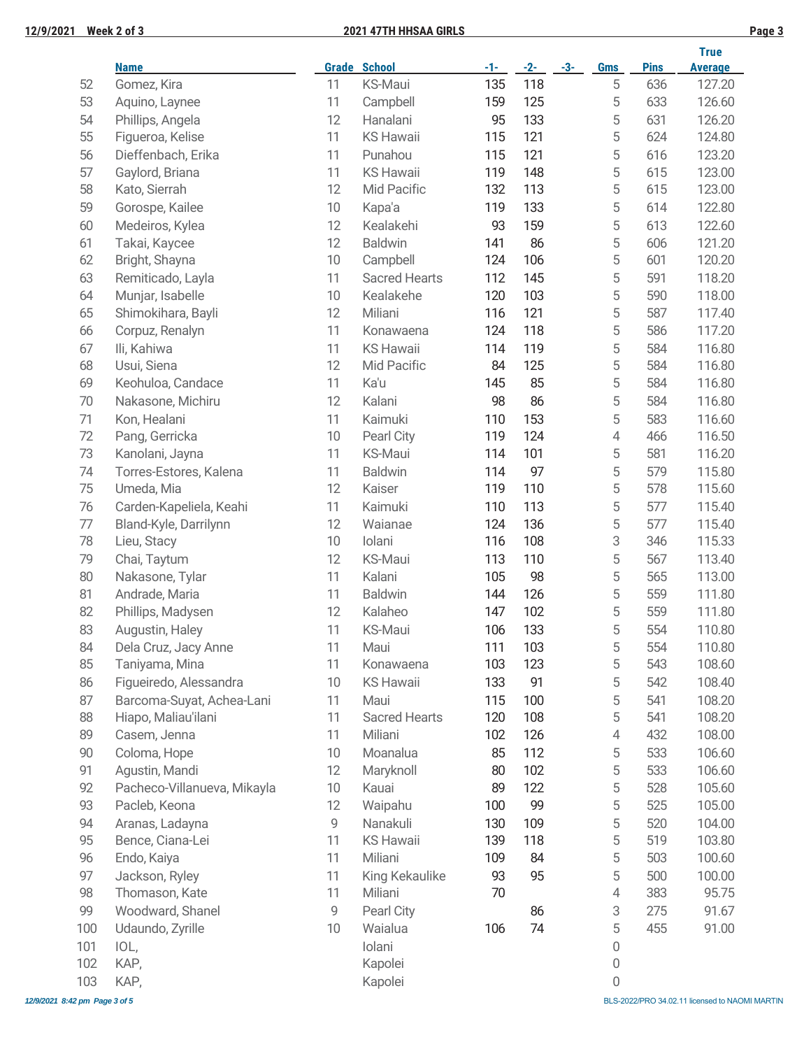| | Name | Grade | School | -1- | -2- | -3- | Gms | Pins | True Average |
|---|---|---|---|---|---|---|---|---|---|
| 52 | Gomez, Kira | 11 | KS-Maui | 135 | 118 | | 5 | 636 | 127.20 |
| 53 | Aquino, Laynee | 11 | Campbell | 159 | 125 | | 5 | 633 | 126.60 |
| 54 | Phillips, Angela | 12 | Hanalani | 95 | 133 | | 5 | 631 | 126.20 |
| 55 | Figueroa, Kelise | 11 | KS Hawaii | 115 | 121 | | 5 | 624 | 124.80 |
| 56 | Dieffenbach, Erika | 11 | Punahou | 115 | 121 | | 5 | 616 | 123.20 |
| 57 | Gaylord, Briana | 11 | KS Hawaii | 119 | 148 | | 5 | 615 | 123.00 |
| 58 | Kato, Sierrah | 12 | Mid Pacific | 132 | 113 | | 5 | 615 | 123.00 |
| 59 | Gorospe, Kailee | 10 | Kapa'a | 119 | 133 | | 5 | 614 | 122.80 |
| 60 | Medeiros, Kylea | 12 | Kealakehi | 93 | 159 | | 5 | 613 | 122.60 |
| 61 | Takai, Kaycee | 12 | Baldwin | 141 | 86 | | 5 | 606 | 121.20 |
| 62 | Bright, Shayna | 10 | Campbell | 124 | 106 | | 5 | 601 | 120.20 |
| 63 | Remiticado, Layla | 11 | Sacred Hearts | 112 | 145 | | 5 | 591 | 118.20 |
| 64 | Munjar, Isabelle | 10 | Kealakehe | 120 | 103 | | 5 | 590 | 118.00 |
| 65 | Shimokihara, Bayli | 12 | Miliani | 116 | 121 | | 5 | 587 | 117.40 |
| 66 | Corpuz, Renalyn | 11 | Konawaena | 124 | 118 | | 5 | 586 | 117.20 |
| 67 | Ili, Kahiwa | 11 | KS Hawaii | 114 | 119 | | 5 | 584 | 116.80 |
| 68 | Usui, Siena | 12 | Mid Pacific | 84 | 125 | | 5 | 584 | 116.80 |
| 69 | Keohuloa, Candace | 11 | Ka'u | 145 | 85 | | 5 | 584 | 116.80 |
| 70 | Nakasone, Michiru | 12 | Kalani | 98 | 86 | | 5 | 584 | 116.80 |
| 71 | Kon, Healani | 11 | Kaimuki | 110 | 153 | | 5 | 583 | 116.60 |
| 72 | Pang, Gerricka | 10 | Pearl City | 119 | 124 | | 4 | 466 | 116.50 |
| 73 | Kanolani, Jayna | 11 | KS-Maui | 114 | 101 | | 5 | 581 | 116.20 |
| 74 | Torres-Estores, Kalena | 11 | Baldwin | 114 | 97 | | 5 | 579 | 115.80 |
| 75 | Umeda, Mia | 12 | Kaiser | 119 | 110 | | 5 | 578 | 115.60 |
| 76 | Carden-Kapeliela, Keahi | 11 | Kaimuki | 110 | 113 | | 5 | 577 | 115.40 |
| 77 | Bland-Kyle, Darrilynn | 12 | Waianae | 124 | 136 | | 5 | 577 | 115.40 |
| 78 | Lieu, Stacy | 10 | Iolani | 116 | 108 | | 3 | 346 | 115.33 |
| 79 | Chai, Taytum | 12 | KS-Maui | 113 | 110 | | 5 | 567 | 113.40 |
| 80 | Nakasone, Tylar | 11 | Kalani | 105 | 98 | | 5 | 565 | 113.00 |
| 81 | Andrade, Maria | 11 | Baldwin | 144 | 126 | | 5 | 559 | 111.80 |
| 82 | Phillips, Madysen | 12 | Kalaheo | 147 | 102 | | 5 | 559 | 111.80 |
| 83 | Augustin, Haley | 11 | KS-Maui | 106 | 133 | | 5 | 554 | 110.80 |
| 84 | Dela Cruz, Jacy Anne | 11 | Maui | 111 | 103 | | 5 | 554 | 110.80 |
| 85 | Taniyama, Mina | 11 | Konawaena | 103 | 123 | | 5 | 543 | 108.60 |
| 86 | Figueiredo, Alessandra | 10 | KS Hawaii | 133 | 91 | | 5 | 542 | 108.40 |
| 87 | Barcoma-Suyat, Achea-Lani | 11 | Maui | 115 | 100 | | 5 | 541 | 108.20 |
| 88 | Hiapo, Maliau'ilani | 11 | Sacred Hearts | 120 | 108 | | 5 | 541 | 108.20 |
| 89 | Casem, Jenna | 11 | Miliani | 102 | 126 | | 4 | 432 | 108.00 |
| 90 | Coloma, Hope | 10 | Moanalua | 85 | 112 | | 5 | 533 | 106.60 |
| 91 | Agustin, Mandi | 12 | Maryknoll | 80 | 102 | | 5 | 533 | 106.60 |
| 92 | Pacheco-Villanueva, Mikayla | 10 | Kauai | 89 | 122 | | 5 | 528 | 105.60 |
| 93 | Pacleb, Keona | 12 | Waipahu | 100 | 99 | | 5 | 525 | 105.00 |
| 94 | Aranas, Ladayna | 9 | Nanakuli | 130 | 109 | | 5 | 520 | 104.00 |
| 95 | Bence, Ciana-Lei | 11 | KS Hawaii | 139 | 118 | | 5 | 519 | 103.80 |
| 96 | Endo, Kaiya | 11 | Miliani | 109 | 84 | | 5 | 503 | 100.60 |
| 97 | Jackson, Ryley | 11 | King Kekaulike | 93 | 95 | | 5 | 500 | 100.00 |
| 98 | Thomason, Kate | 11 | Miliani | 70 | | | 4 | 383 | 95.75 |
| 99 | Woodward, Shanel | 9 | Pearl City | | 86 | | 3 | 275 | 91.67 |
| 100 | Udaundo, Zyrille | 10 | Waialua | 106 | 74 | | 5 | 455 | 91.00 |
| 101 | IOL, | | Iolani | | | | 0 | | |
| 102 | KAP, | | Kapolei | | | | 0 | | |
| 103 | KAP, | | Kapolei | | | | 0 | | |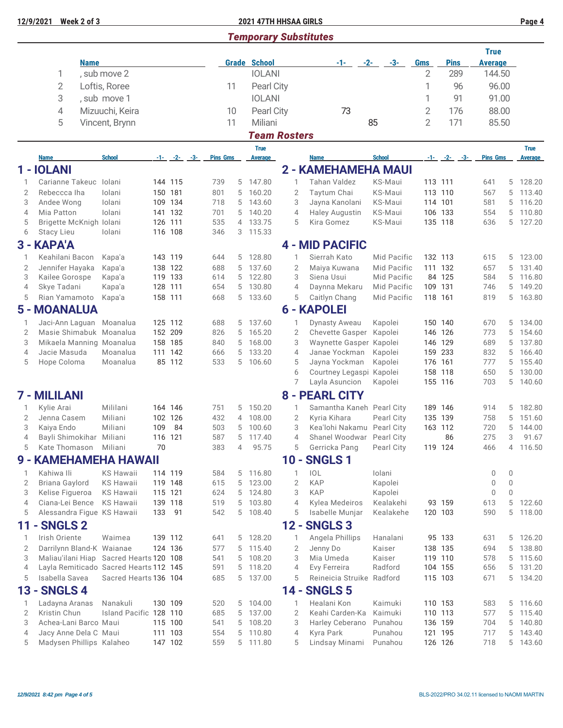## Temporary Substitutes

| | Name | Grade | School | -1- | -2- | -3- | Gms | Pins | True Average |
|---|---|---|---|---|---|---|---|---|---|
| 1 | , sub move 2 | | IOLANI | | | | 2 | 289 | 144.50 |
| 2 | Loftis, Roree | 11 | Pearl City | | | | 1 | 96 | 96.00 |
| 3 | , sub move 1 | | IOLANI | | | | 1 | 91 | 91.00 |
| 4 | Mizuuchi, Keira | 10 | Pearl City | 73 | | | 2 | 176 | 88.00 |
| 5 | Vincent, Brynn | 11 | Miliani | | 85 | | 2 | 171 | 85.50 |

## Team Rosters

### 1 - IOLANI

| | Name | School | -1- | -2- | -3- | Pins | Gms | True Average |
|---|---|---|---|---|---|---|---|---|
| 1 | Carianne Takeuc | Iolani | 144 | 115 | | 739 | 5 | 147.80 |
| 2 | Rebeccca Iha | Iolani | 150 | 181 | | 801 | 5 | 160.20 |
| 3 | Andee Wong | Iolani | 109 | 134 | | 718 | 5 | 143.60 |
| 4 | Mia Patton | Iolani | 141 | 132 | | 701 | 5 | 140.20 |
| 5 | Brigette McKnigh | Iolani | 126 | 111 | | 535 | 4 | 133.75 |
| 6 | Stacy Lieu | Iolani | 116 | 108 | | 346 | 3 | 115.33 |

### 2 - KAMEHAMEHA MAUI

| | Name | School | -1- | -2- | -3- | Pins | Gms | True Average |
|---|---|---|---|---|---|---|---|---|
| 1 | Tahan Valdez | KS-Maui | 113 | 111 | | 641 | 5 | 128.20 |
| 2 | Taytum Chai | KS-Maui | 113 | 110 | | 567 | 5 | 113.40 |
| 3 | Jayna Kanolani | KS-Maui | 114 | 101 | | 581 | 5 | 116.20 |
| 4 | Haley Augustin | KS-Maui | 106 | 133 | | 554 | 5 | 110.80 |
| 5 | Kira Gomez | KS-Maui | 135 | 118 | | 636 | 5 | 127.20 |

### 3 - KAPA'A

| | Name | School | -1- | -2- | -3- | Pins | Gms | True Average |
|---|---|---|---|---|---|---|---|---|
| 1 | Keahilani Bacon | Kapa'a | 143 | 119 | | 644 | 5 | 128.80 |
| 2 | Jennifer Hayaka | Kapa'a | 138 | 122 | | 688 | 5 | 137.60 |
| 3 | Kailee Gorospe | Kapa'a | 119 | 133 | | 614 | 5 | 122.80 |
| 4 | Skye Tadani | Kapa'a | 128 | 111 | | 654 | 5 | 130.80 |
| 5 | Rian Yamamoto | Kapa'a | 158 | 111 | | 668 | 5 | 133.60 |

### 4 - MID PACIFIC

| | Name | School | -1- | -2- | -3- | Pins | Gms | True Average |
|---|---|---|---|---|---|---|---|---|
| 1 | Sierrah Kato | Mid Pacific | 132 | 113 | | 615 | 5 | 123.00 |
| 2 | Maiya Kuwana | Mid Pacific | 111 | 132 | | 657 | 5 | 131.40 |
| 3 | Siena Usui | Mid Pacific | 84 | 125 | | 584 | 5 | 116.80 |
| 4 | Daynna Mekaru | Mid Pacific | 109 | 131 | | 746 | 5 | 149.20 |
| 5 | Caitlyn Chang | Mid Pacific | 118 | 161 | | 819 | 5 | 163.80 |

### 5 - MOANALUA

| | Name | School | -1- | -2- | -3- | Pins | Gms | True Average |
|---|---|---|---|---|---|---|---|---|
| 1 | Jaci-Ann Laguan | Moanalua | 125 | 112 | | 688 | 5 | 137.60 |
| 2 | Masie Shimabuk | Moanalua | 152 | 209 | | 826 | 5 | 165.20 |
| 3 | Mikaela Manning | Moanalua | 158 | 185 | | 840 | 5 | 168.00 |
| 4 | Jacie Masuda | Moanalua | 111 | 142 | | 666 | 5 | 133.20 |
| 5 | Hope Coloma | Moanalua | 85 | 112 | | 533 | 5 | 106.60 |

### 6 - KAPOLEI

| | Name | School | -1- | -2- | -3- | Pins | Gms | True Average |
|---|---|---|---|---|---|---|---|---|
| 1 | Dynasty Aweau | Kapolei | 150 | 140 | | 670 | 5 | 134.00 |
| 2 | Chevette Gasper | Kapolei | 146 | 126 | | 773 | 5 | 154.60 |
| 3 | Waynette Gasper | Kapolei | 146 | 129 | | 689 | 5 | 137.80 |
| 4 | Janae Yockman | Kapolei | 159 | 233 | | 832 | 5 | 166.40 |
| 5 | Jayna Yockman | Kapolei | 176 | 161 | | 777 | 5 | 155.40 |
| 6 | Courtney Legaspi | Kapolei | 158 | 118 | | 650 | 5 | 130.00 |
| 7 | Layla Asuncion | Kapolei | 155 | 116 | | 703 | 5 | 140.60 |

### 7 - MILILANI

| | Name | School | -1- | -2- | -3- | Pins | Gms | True Average |
|---|---|---|---|---|---|---|---|---|
| 1 | Kylie Arai | Mililani | 164 | 146 | | 751 | 5 | 150.20 |
| 2 | Jenna Casem | Miliani | 102 | 126 | | 432 | 4 | 108.00 |
| 3 | Kaiya Endo | Miliani | 109 | 84 | | 503 | 5 | 100.60 |
| 4 | Bayli Shimokihar | Miliani | 116 | 121 | | 587 | 5 | 117.40 |
| 5 | Kate Thomason | Miliani | 70 | | | 383 | 4 | 95.75 |

### 8 - PEARL CITY

| | Name | School | -1- | -2- | -3- | Pins | Gms | True Average |
|---|---|---|---|---|---|---|---|---|
| 1 | Samantha Kaneh | Pearl City | 189 | 146 | | 914 | 5 | 182.80 |
| 2 | Kyria Kihara | Pearl City | 135 | 139 | | 758 | 5 | 151.60 |
| 3 | Kea'lohi Nakamu | Pearl City | 163 | 112 | | 720 | 5 | 144.00 |
| 4 | Shanel Woodwar | Pearl City | | 86 | | 275 | 3 | 91.67 |
| 5 | Gerricka Pang | Pearl City | 119 | 124 | | 466 | 4 | 116.50 |

### 9 - KAMEHAMEHA HAWAII

| | Name | School | -1- | -2- | -3- | Pins | Gms | True Average |
|---|---|---|---|---|---|---|---|---|
| 1 | Kahiwa Ili | KS Hawaii | 114 | 119 | | 584 | 5 | 116.80 |
| 2 | Briana Gaylord | KS Hawaii | 119 | 148 | | 615 | 5 | 123.00 |
| 3 | Kelise Figueroa | KS Hawaii | 115 | 121 | | 624 | 5 | 124.80 |
| 4 | Ciana-Lei Bence | KS Hawaii | 139 | 118 | | 519 | 5 | 103.80 |
| 5 | Alessandra Figue | KS Hawaii | 133 | 91 | | 542 | 5 | 108.40 |

### 10 - SNGLS 1

| | Name | School | -1- | -2- | -3- | Pins | Gms | True Average |
|---|---|---|---|---|---|---|---|---|
| 1 | IOL | Iolani | | | | 0 | 0 | |
| 2 | KAP | Kapolei | | | | 0 | 0 | |
| 3 | KAP | Kapolei | | | | 0 | 0 | |
| 4 | Kylea Medeiros | Kealakehi | 93 | 159 | | 613 | 5 | 122.60 |
| 5 | Isabelle Munjar | Kealakehe | 120 | 103 | | 590 | 5 | 118.00 |

### 11 - SNGLS 2

| | Name | School | -1- | -2- | -3- | Pins | Gms | True Average |
|---|---|---|---|---|---|---|---|---|
| 1 | Irish Oriente | Waimea | 139 | 112 | | 641 | 5 | 128.20 |
| 2 | Darrilynn Bland-K | Waianae | 124 | 136 | | 577 | 5 | 115.40 |
| 3 | Maliau'ilani Hiap | Sacred Hearts | 120 | 108 | | 541 | 5 | 108.20 |
| 4 | Layla Remiticado | Sacred Hearts | 112 | 145 | | 591 | 5 | 118.20 |
| 5 | Isabella Savea | Sacred Hearts | 136 | 104 | | 685 | 5 | 137.00 |

### 12 - SNGLS 3

| | Name | School | -1- | -2- | -3- | Pins | Gms | True Average |
|---|---|---|---|---|---|---|---|---|
| 1 | Angela Phillips | Hanalani | 95 | 133 | | 631 | 5 | 126.20 |
| 2 | Jenny Do | Kaiser | 138 | 135 | | 694 | 5 | 138.80 |
| 3 | Mia Umeda | Kaiser | 119 | 110 | | 578 | 5 | 115.60 |
| 4 | Evy Ferreira | Radford | 104 | 155 | | 656 | 5 | 131.20 |
| 5 | Reineicia Struike | Radford | 115 | 103 | | 671 | 5 | 134.20 |

### 13 - SNGLS 4

| | Name | School | -1- | -2- | -3- | Pins | Gms | True Average |
|---|---|---|---|---|---|---|---|---|
| 1 | Ladayna Aranas | Nanakuli | 130 | 109 | | 520 | 5 | 104.00 |
| 2 | Kristin Chun | Island Pacific | 128 | 110 | | 685 | 5 | 137.00 |
| 3 | Achea-Lani Barco | Maui | 115 | 100 | | 541 | 5 | 108.20 |
| 4 | Jacy Anne Dela C | Maui | 111 | 103 | | 554 | 5 | 110.80 |
| 5 | Madysen Phillips | Kalaheo | 147 | 102 | | 559 | 5 | 111.80 |

### 14 - SNGLS 5

| | Name | School | -1- | -2- | -3- | Pins | Gms | True Average |
|---|---|---|---|---|---|---|---|---|
| 1 | Healani Kon | Kaimuki | 110 | 153 | | 583 | 5 | 116.60 |
| 2 | Keahi Carden-Ka | Kaimuki | 110 | 113 | | 577 | 5 | 115.40 |
| 3 | Harley Ceberano | Punahou | 136 | 159 | | 704 | 5 | 140.80 |
| 4 | Kyra Park | Punahou | 121 | 195 | | 717 | 5 | 143.40 |
| 5 | Lindsay Minami | Punahou | 126 | 126 | | 718 | 5 | 143.60 |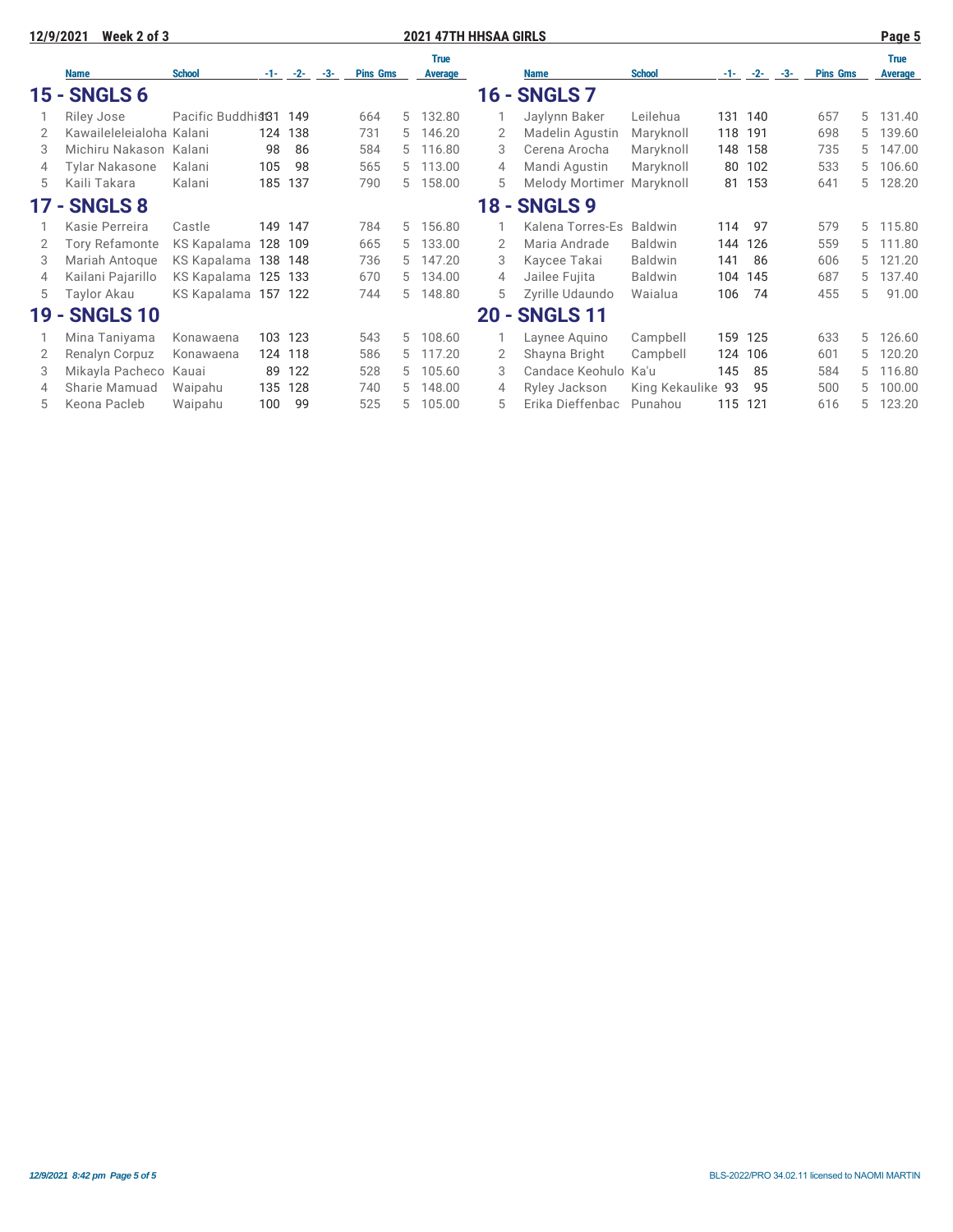## 15 - SNGLS 6

| | Name | School | -1- | -2- | -3- | Pins | Gms | True Average |
|---|---|---|---|---|---|---|---|---|
| 1 | Riley Jose | Pacific Buddhist | 131 | 149 | | 664 | 5 | 132.80 |
| 2 | Kawaileleleialoha | Kalani | 124 | 138 | | 731 | 5 | 146.20 |
| 3 | Michiru Nakason | Kalani | 98 | 86 | | 584 | 5 | 116.80 |
| 4 | Tylar Nakasone | Kalani | 105 | 98 | | 565 | 5 | 113.00 |
| 5 | Kaili Takara | Kalani | 185 | 137 | | 790 | 5 | 158.00 |

## 16 - SNGLS 7

| | Name | School | -1- | -2- | -3- | Pins | Gms | True Average |
|---|---|---|---|---|---|---|---|---|
| 1 | Jaylynn Baker | Leilehua | 131 | 140 | | 657 | 5 | 131.40 |
| 2 | Madelin Agustin | Maryknoll | 118 | 191 | | 698 | 5 | 139.60 |
| 3 | Cerena Arocha | Maryknoll | 148 | 158 | | 735 | 5 | 147.00 |
| 4 | Mandi Agustin | Maryknoll | 80 | 102 | | 533 | 5 | 106.60 |
| 5 | Melody Mortimer | Maryknoll | 81 | 153 | | 641 | 5 | 128.20 |

## 17 - SNGLS 8

| | Name | School | -1- | -2- | -3- | Pins | Gms | True Average |
|---|---|---|---|---|---|---|---|---|
| 1 | Kasie Perreira | Castle | 149 | 147 | | 784 | 5 | 156.80 |
| 2 | Tory Refamonte | KS Kapalama | 128 | 109 | | 665 | 5 | 133.00 |
| 3 | Mariah Antoque | KS Kapalama | 138 | 148 | | 736 | 5 | 147.20 |
| 4 | Kailani Pajarillo | KS Kapalama | 125 | 133 | | 670 | 5 | 134.00 |
| 5 | Taylor Akau | KS Kapalama | 157 | 122 | | 744 | 5 | 148.80 |

## 18 - SNGLS 9

| | Name | School | -1- | -2- | -3- | Pins | Gms | True Average |
|---|---|---|---|---|---|---|---|---|
| 1 | Kalena Torres-Es | Baldwin | 114 | 97 | | 579 | 5 | 115.80 |
| 2 | Maria Andrade | Baldwin | 144 | 126 | | 559 | 5 | 111.80 |
| 3 | Kaycee Takai | Baldwin | 141 | 86 | | 606 | 5 | 121.20 |
| 4 | Jailee Fujita | Baldwin | 104 | 145 | | 687 | 5 | 137.40 |
| 5 | Zyrille Udaundo | Waialua | 106 | 74 | | 455 | 5 | 91.00 |

## 19 - SNGLS 10

| | Name | School | -1- | -2- | -3- | Pins | Gms | True Average |
|---|---|---|---|---|---|---|---|---|
| 1 | Mina Taniyama | Konawaena | 103 | 123 | | 543 | 5 | 108.60 |
| 2 | Renalyn Corpuz | Konawaena | 124 | 118 | | 586 | 5 | 117.20 |
| 3 | Mikayla Pacheco | Kauai | 89 | 122 | | 528 | 5 | 105.60 |
| 4 | Sharie Mamuad | Waipahu | 135 | 128 | | 740 | 5 | 148.00 |
| 5 | Keona Pacleb | Waipahu | 100 | 99 | | 525 | 5 | 105.00 |

## 20 - SNGLS 11

| | Name | School | -1- | -2- | -3- | Pins | Gms | True Average |
|---|---|---|---|---|---|---|---|---|
| 1 | Laynee Aquino | Campbell | 159 | 125 | | 633 | 5 | 126.60 |
| 2 | Shayna Bright | Campbell | 124 | 106 | | 601 | 5 | 120.20 |
| 3 | Candace Keohulo | Ka'u | 145 | 85 | | 584 | 5 | 116.80 |
| 4 | Ryley Jackson | King Kekaulike | 93 | 95 | | 500 | 5 | 100.00 |
| 5 | Erika Dieffenbac | Punahou | 115 | 121 | | 616 | 5 | 123.20 |